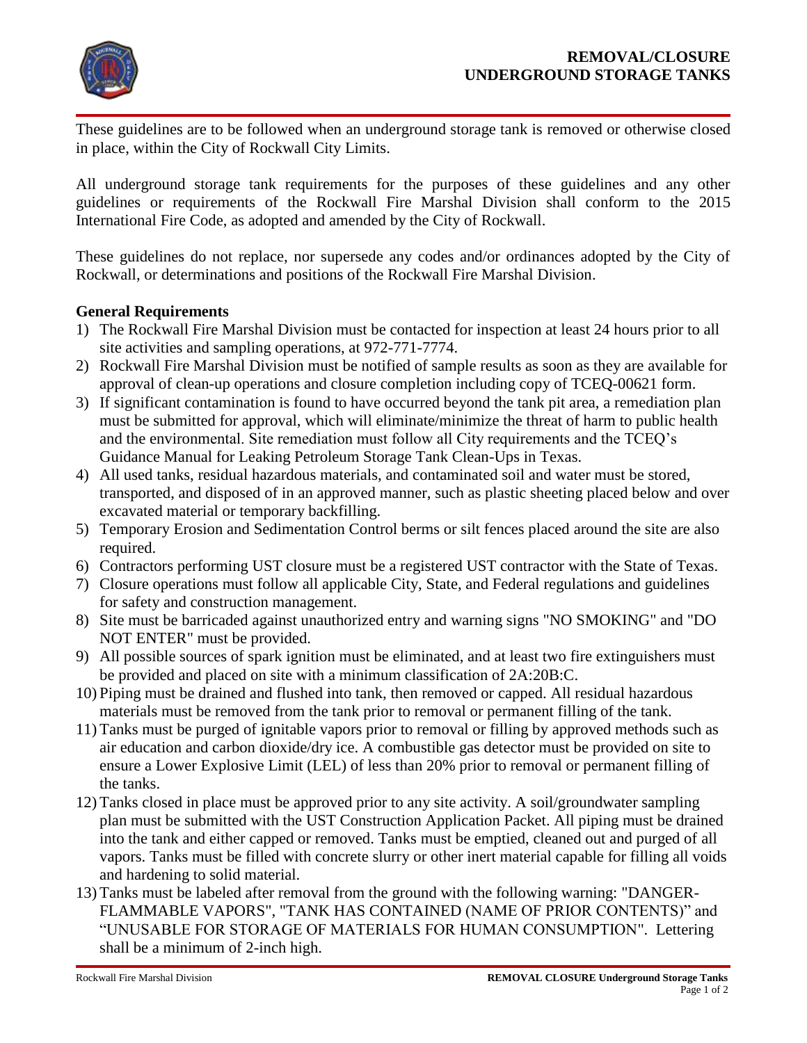# REMOVAL/CLOSURE UNDERGROUND STORAGE TANKS

These guidelines are to be followed when an underground storage tank is removed or otherwise closed in place, within the City of Rockwall City Limits.

All underground storage tank requirements for the purposes of these guidelines and any other guidelines or requirements of the Rockwall Fire Marshal Division shall conform to the 2015 International Fire Code, as adopted and amended by the City of Rockwall.

These guidelines do not replace, nor supersede any codes and/or ordinances adopted by the City of Rockwall, or determinations and positions of the Rockwall Fire Marshal Division.

## General Requirements

1) The Rockwall Fire Marshal Division must be contacted for inspection at least 24 hours prior to all site activities and sampling operations, at 972-771-7774.
2) Rockwall Fire Marshal Division must be notified of sample results as soon as they are available for approval of clean-up operations and closure completion including copy of TCEQ-00621 form.
3) If significant contamination is found to have occurred beyond the tank pit area, a remediation plan must be submitted for approval, which will eliminate/minimize the threat of harm to public health and the environmental. Site remediation must follow all City requirements and the TCEQ's Guidance Manual for Leaking Petroleum Storage Tank Clean-Ups in Texas.
4) All used tanks, residual hazardous materials, and contaminated soil and water must be stored, transported, and disposed of in an approved manner, such as plastic sheeting placed below and over excavated material or temporary backfilling.
5) Temporary Erosion and Sedimentation Control berms or silt fences placed around the site are also required.
6) Contractors performing UST closure must be a registered UST contractor with the State of Texas.
7) Closure operations must follow all applicable City, State, and Federal regulations and guidelines for safety and construction management.
8) Site must be barricaded against unauthorized entry and warning signs "NO SMOKING" and "DO NOT ENTER" must be provided.
9) All possible sources of spark ignition must be eliminated, and at least two fire extinguishers must be provided and placed on site with a minimum classification of 2A:20B:C.
10) Piping must be drained and flushed into tank, then removed or capped. All residual hazardous materials must be removed from the tank prior to removal or permanent filling of the tank.
11) Tanks must be purged of ignitable vapors prior to removal or filling by approved methods such as air education and carbon dioxide/dry ice. A combustible gas detector must be provided on site to ensure a Lower Explosive Limit (LEL) of less than 20% prior to removal or permanent filling of the tanks.
12) Tanks closed in place must be approved prior to any site activity. A soil/groundwater sampling plan must be submitted with the UST Construction Application Packet. All piping must be drained into the tank and either capped or removed. Tanks must be emptied, cleaned out and purged of all vapors. Tanks must be filled with concrete slurry or other inert material capable for filling all voids and hardening to solid material.
13) Tanks must be labeled after removal from the ground with the following warning: "DANGER-FLAMMABLE VAPORS", "TANK HAS CONTAINED (NAME OF PRIOR CONTENTS)" and "UNUSABLE FOR STORAGE OF MATERIALS FOR HUMAN CONSUMPTION". Lettering shall be a minimum of 2-inch high.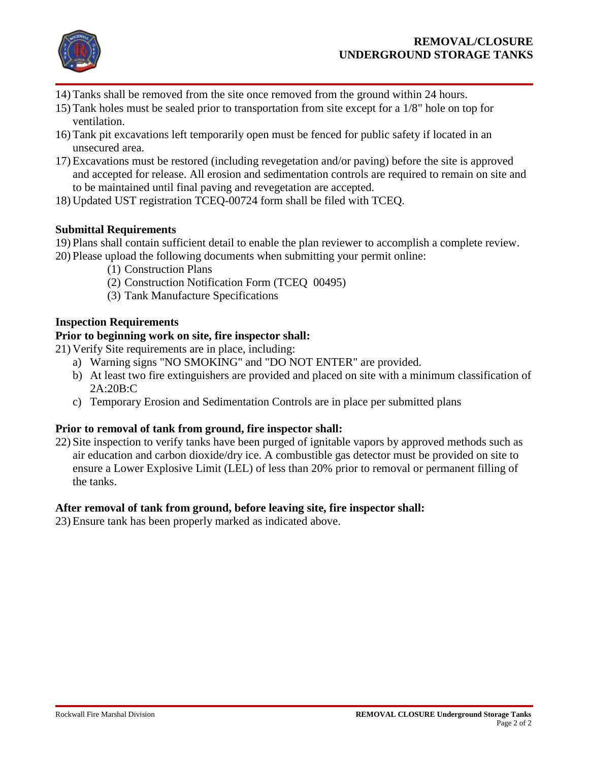14) Tanks shall be removed from the site once removed from the ground within 24 hours.
15) Tank holes must be sealed prior to transportation from site except for a 1/8" hole on top for ventilation.
16) Tank pit excavations left temporarily open must be fenced for public safety if located in an unsecured area.
17) Excavations must be restored (including revegetation and/or paving) before the site is approved and accepted for release. All erosion and sedimentation controls are required to remain on site and to be maintained until final paving and revegetation are accepted.
18) Updated UST registration TCEQ-00724 form shall be filed with TCEQ.

### Submittal Requirements

19) Plans shall contain sufficient detail to enable the plan reviewer to accomplish a complete review.
20) Please upload the following documents when submitting your permit online:
    (1) Construction Plans
    (2) Construction Notification Form (TCEQ 00495)
    (3) Tank Manufacture Specifications

### Inspection Requirements

**Prior to beginning work on site, fire inspector shall:**

21) Verify Site requirements are in place, including:
    a) Warning signs "NO SMOKING" and "DO NOT ENTER" are provided.
    b) At least two fire extinguishers are provided and placed on site with a minimum classification of 2A:20B:C
    c) Temporary Erosion and Sedimentation Controls are in place per submitted plans

**Prior to removal of tank from ground, fire inspector shall:**

22) Site inspection to verify tanks have been purged of ignitable vapors by approved methods such as air education and carbon dioxide/dry ice. A combustible gas detector must be provided on site to ensure a Lower Explosive Limit (LEL) of less than 20% prior to removal or permanent filling of the tanks.

**After removal of tank from ground, before leaving site, fire inspector shall:**

23) Ensure tank has been properly marked as indicated above.